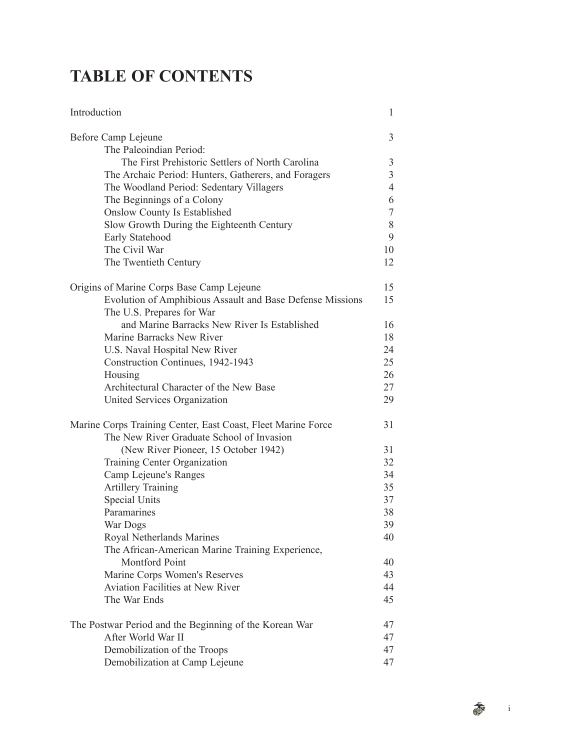# TABLE OF CONTENTS

| | |
|---|---|
| Introduction | 1 |
| | |
| Before Camp Lejeune | 3 |
| The Paleoindian Period: The First Prehistoric Settlers of North Carolina | 3 |
| The Archaic Period: Hunters, Gatherers, and Foragers | 3 |
| The Woodland Period: Sedentary Villagers | 4 |
| The Beginnings of a Colony | 6 |
| Onslow County Is Established | 7 |
| Slow Growth During the Eighteenth Century | 8 |
| Early Statehood | 9 |
| The Civil War | 10 |
| The Twentieth Century | 12 |
| | |
| Origins of Marine Corps Base Camp Lejeune | 15 |
| Evolution of Amphibious Assault and Base Defense Missions | 15 |
| The U.S. Prepares for War and Marine Barracks New River Is Established | 16 |
| Marine Barracks New River | 18 |
| U.S. Naval Hospital New River | 24 |
| Construction Continues, 1942-1943 | 25 |
| Housing | 26 |
| Architectural Character of the New Base | 27 |
| United Services Organization | 29 |
| | |
| Marine Corps Training Center, East Coast, Fleet Marine Force | 31 |
| The New River Graduate School of Invasion (New River Pioneer, 15 October 1942) | 31 |
| Training Center Organization | 32 |
| Camp Lejeune's Ranges | 34 |
| Artillery Training | 35 |
| Special Units | 37 |
| Paramarines | 38 |
| War Dogs | 39 |
| Royal Netherlands Marines | 40 |
| The African-American Marine Training Experience, Montford Point | 40 |
| Marine Corps Women's Reserves | 43 |
| Aviation Facilities at New River | 44 |
| The War Ends | 45 |
| | |
| The Postwar Period and the Beginning of the Korean War | 47 |
| After World War II | 47 |
| Demobilization of the Troops | 47 |
| Demobilization at Camp Lejeune | 47 |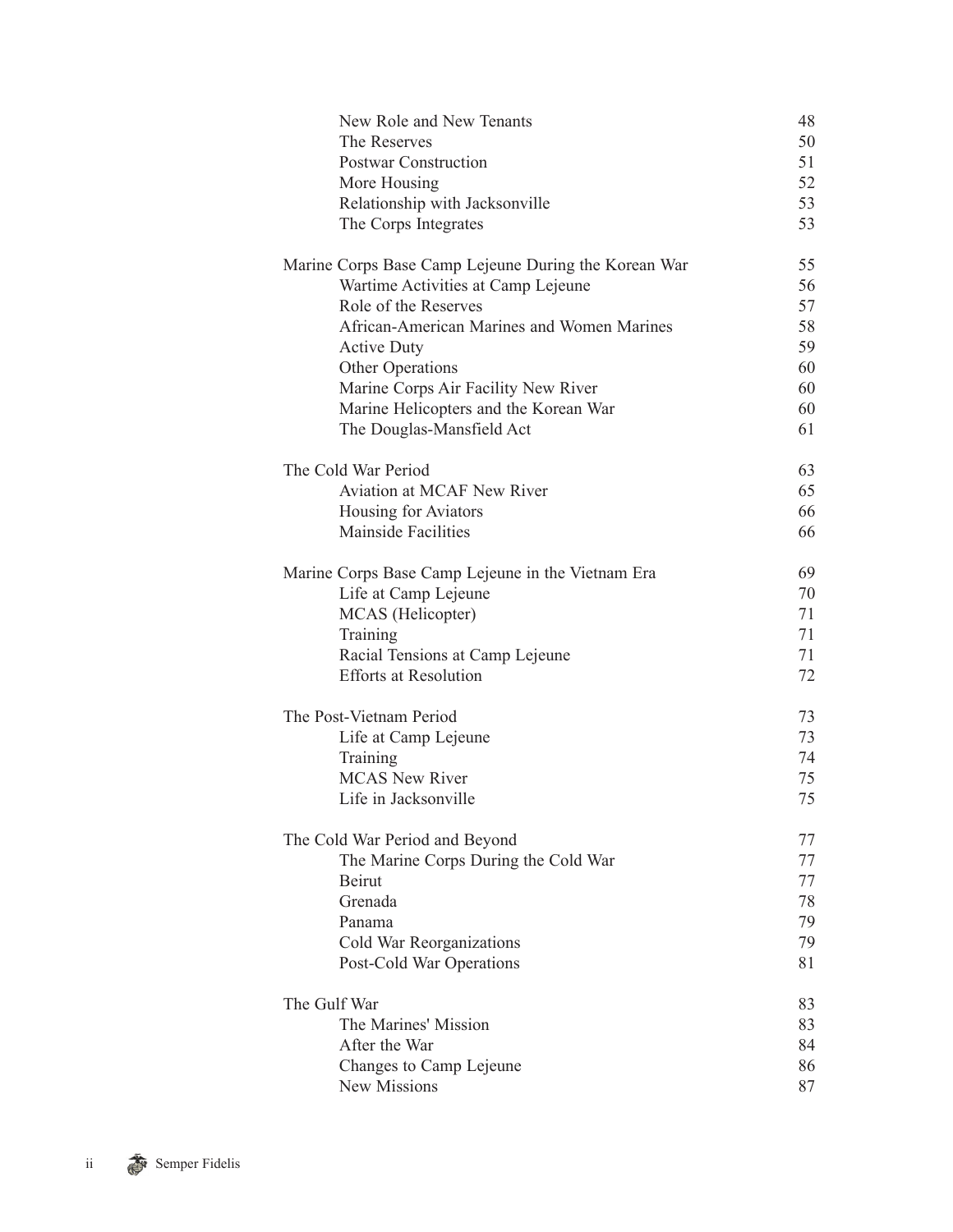| | |
|---|---|
| New Role and New Tenants | 48 |
| The Reserves | 50 |
| Postwar Construction | 51 |
| More Housing | 52 |
| Relationship with Jacksonville | 53 |
| The Corps Integrates | 53 |
| **Marine Corps Base Camp Lejeune During the Korean War** | **55** |
| Wartime Activities at Camp Lejeune | 56 |
| Role of the Reserves | 57 |
| African-American Marines and Women Marines | 58 |
| Active Duty | 59 |
| Other Operations | 60 |
| Marine Corps Air Facility New River | 60 |
| Marine Helicopters and the Korean War | 60 |
| The Douglas-Mansfield Act | 61 |
| **The Cold War Period** | **63** |
| Aviation at MCAF New River | 65 |
| Housing for Aviators | 66 |
| Mainside Facilities | 66 |
| **Marine Corps Base Camp Lejeune in the Vietnam Era** | **69** |
| Life at Camp Lejeune | 70 |
| MCAS (Helicopter) | 71 |
| Training | 71 |
| Racial Tensions at Camp Lejeune | 71 |
| Efforts at Resolution | 72 |
| **The Post-Vietnam Period** | **73** |
| Life at Camp Lejeune | 73 |
| Training | 74 |
| MCAS New River | 75 |
| Life in Jacksonville | 75 |
| **The Cold War Period and Beyond** | **77** |
| The Marine Corps During the Cold War | 77 |
| Beirut | 77 |
| Grenada | 78 |
| Panama | 79 |
| Cold War Reorganizations | 79 |
| Post-Cold War Operations | 81 |
| **The Gulf War** | **83** |
| The Marines' Mission | 83 |
| After the War | 84 |
| Changes to Camp Lejeune | 86 |
| New Missions | 87 |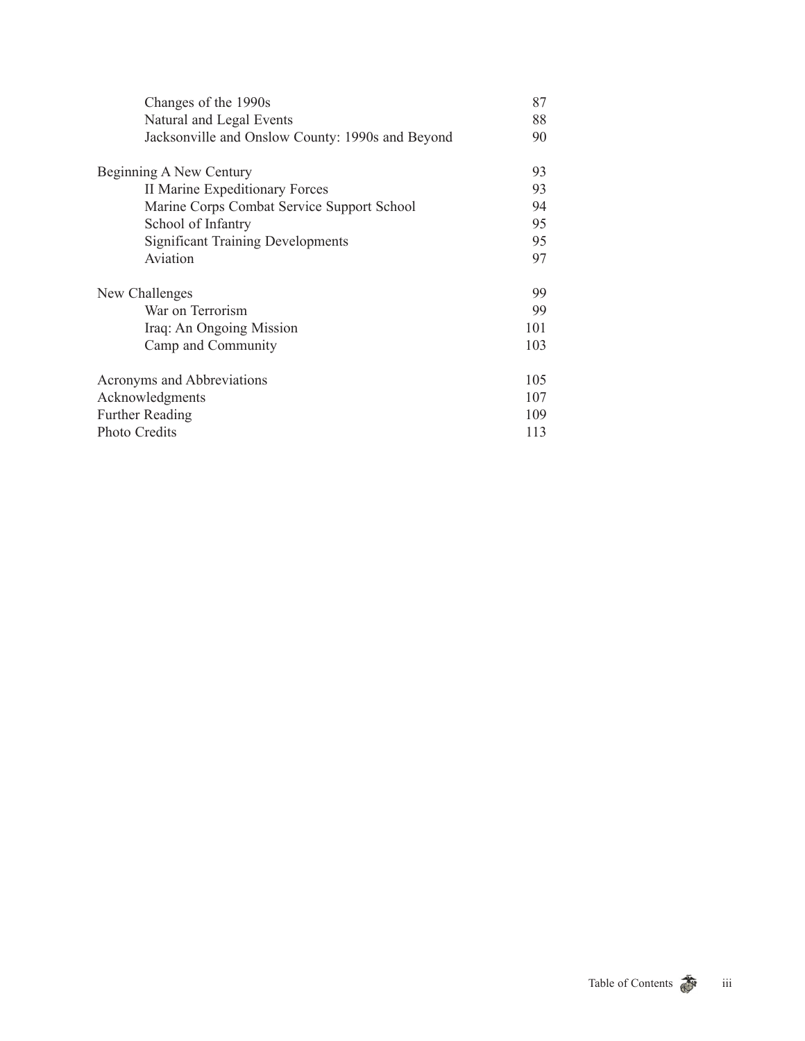| | |
|---|---|
| Changes of the 1990s | 87 |
| Natural and Legal Events | 88 |
| Jacksonville and Onslow County: 1990s and Beyond | 90 |
| Beginning A New Century | 93 |
| II Marine Expeditionary Forces | 93 |
| Marine Corps Combat Service Support School | 94 |
| School of Infantry | 95 |
| Significant Training Developments | 95 |
| Aviation | 97 |
| New Challenges | 99 |
| War on Terrorism | 99 |
| Iraq: An Ongoing Mission | 101 |
| Camp and Community | 103 |
| Acronyms and Abbreviations | 105 |
| Acknowledgments | 107 |
| Further Reading | 109 |
| Photo Credits | 113 |